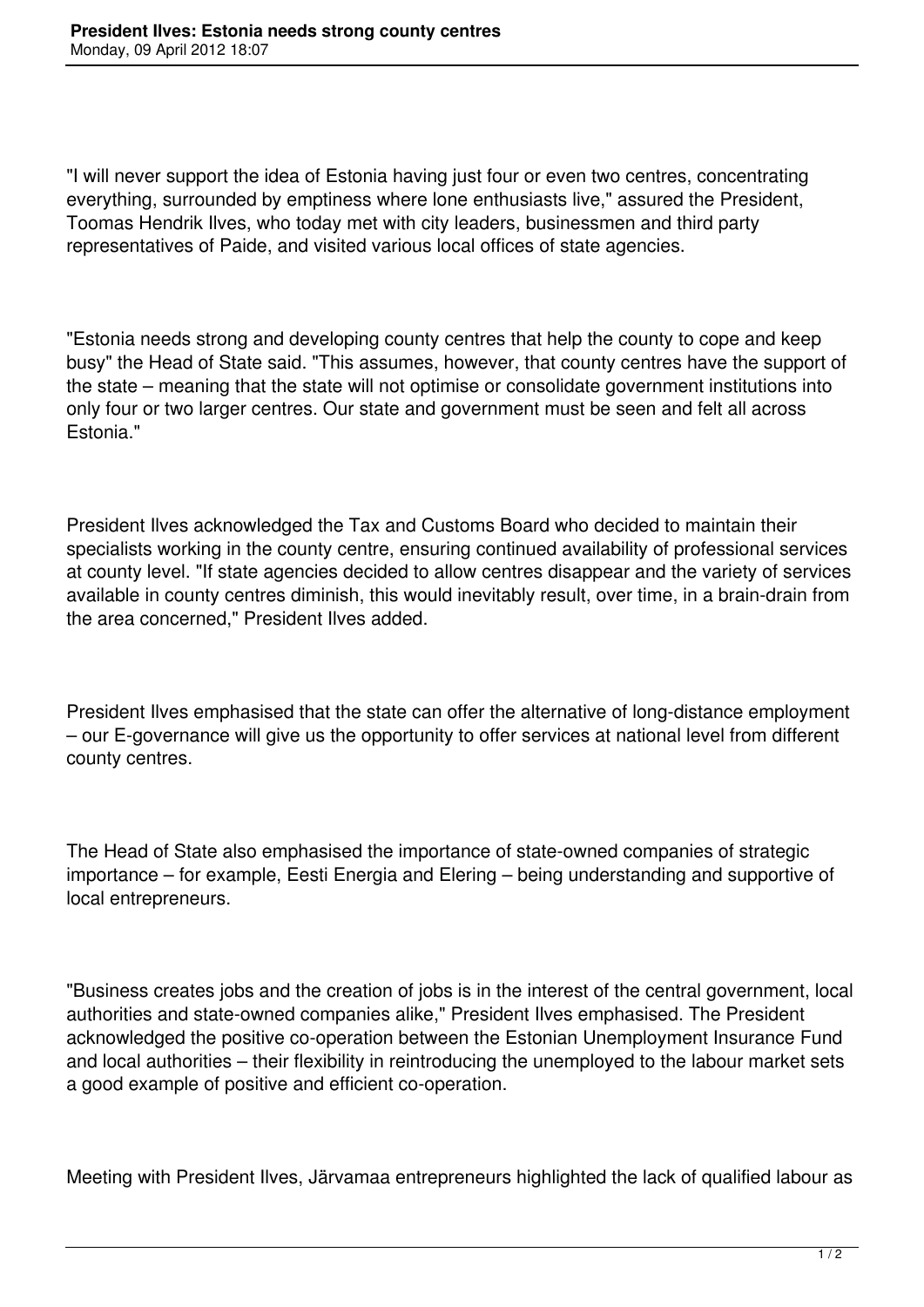"I will never support the idea of Estonia having just four or even two centres, concentrating everything, surrounded by emptiness where lone enthusiasts live," assured the President, Toomas Hendrik Ilves, who today met with city leaders, businessmen and third party representatives of Paide, and visited various local offices of state agencies.

"Estonia needs strong and developing county centres that help the county to cope and keep busy" the Head of State said. "This assumes, however, that county centres have the support of the state – meaning that the state will not optimise or consolidate government institutions into only four or two larger centres. Our state and government must be seen and felt all across Estonia."

President Ilves acknowledged the Tax and Customs Board who decided to maintain their specialists working in the county centre, ensuring continued availability of professional services at county level. "If state agencies decided to allow centres disappear and the variety of services available in county centres diminish, this would inevitably result, over time, in a brain-drain from the area concerned," President Ilves added.

President Ilves emphasised that the state can offer the alternative of long-distance employment – our E-governance will give us the opportunity to offer services at national level from different county centres.

The Head of State also emphasised the importance of state-owned companies of strategic importance – for example, Eesti Energia and Elering – being understanding and supportive of local entrepreneurs.

"Business creates jobs and the creation of jobs is in the interest of the central government, local authorities and state-owned companies alike," President Ilves emphasised. The President acknowledged the positive co-operation between the Estonian Unemployment Insurance Fund and local authorities – their flexibility in reintroducing the unemployed to the labour market sets a good example of positive and efficient co-operation.

Meeting with President Ilves, Järvamaa entrepreneurs highlighted the lack of qualified labour as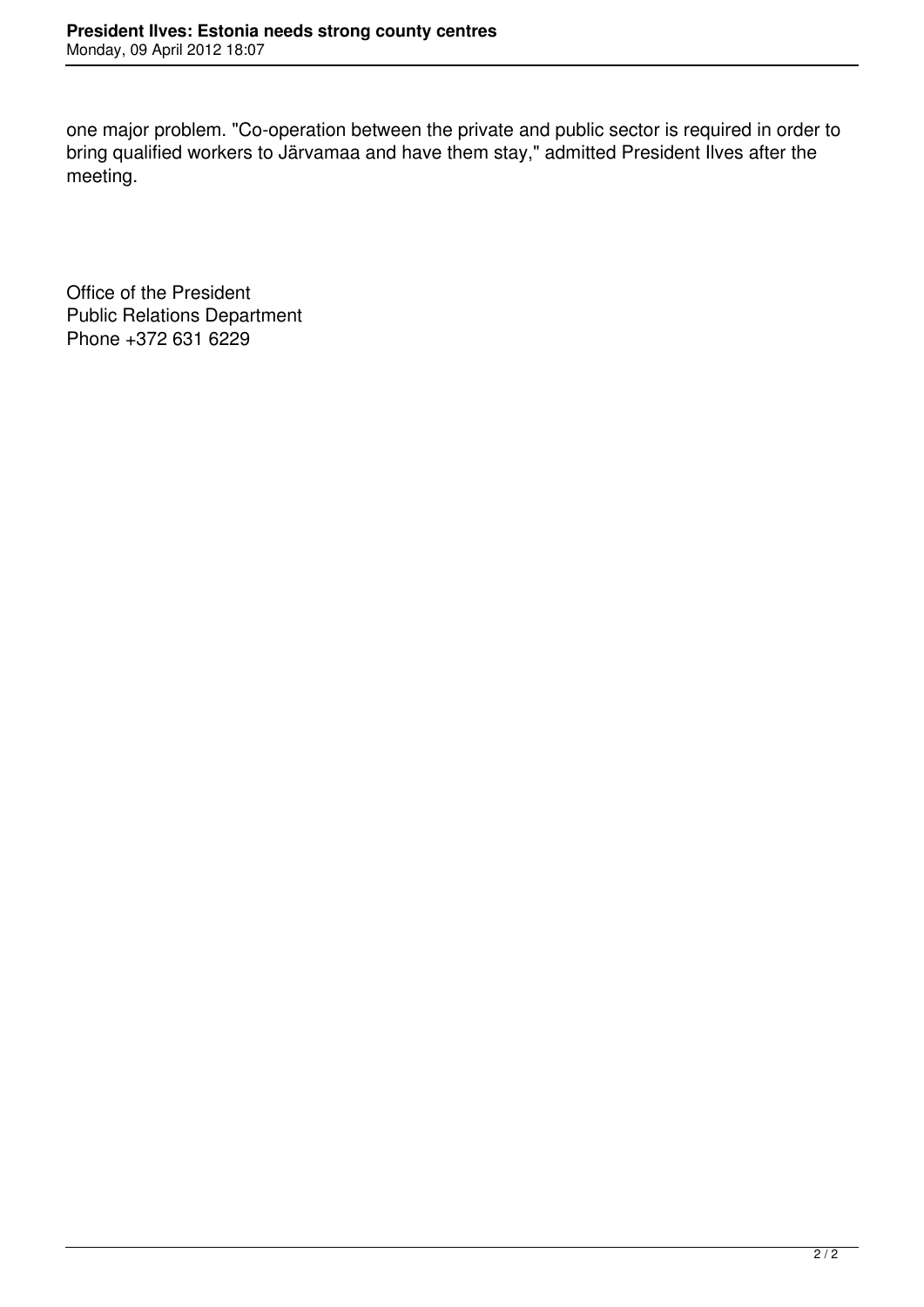one major problem. "Co-operation between the private and public sector is required in order to bring qualified workers to Järvamaa and have them stay," admitted President Ilves after the meeting.

Office of the President
Public Relations Department
Phone +372 631 6229